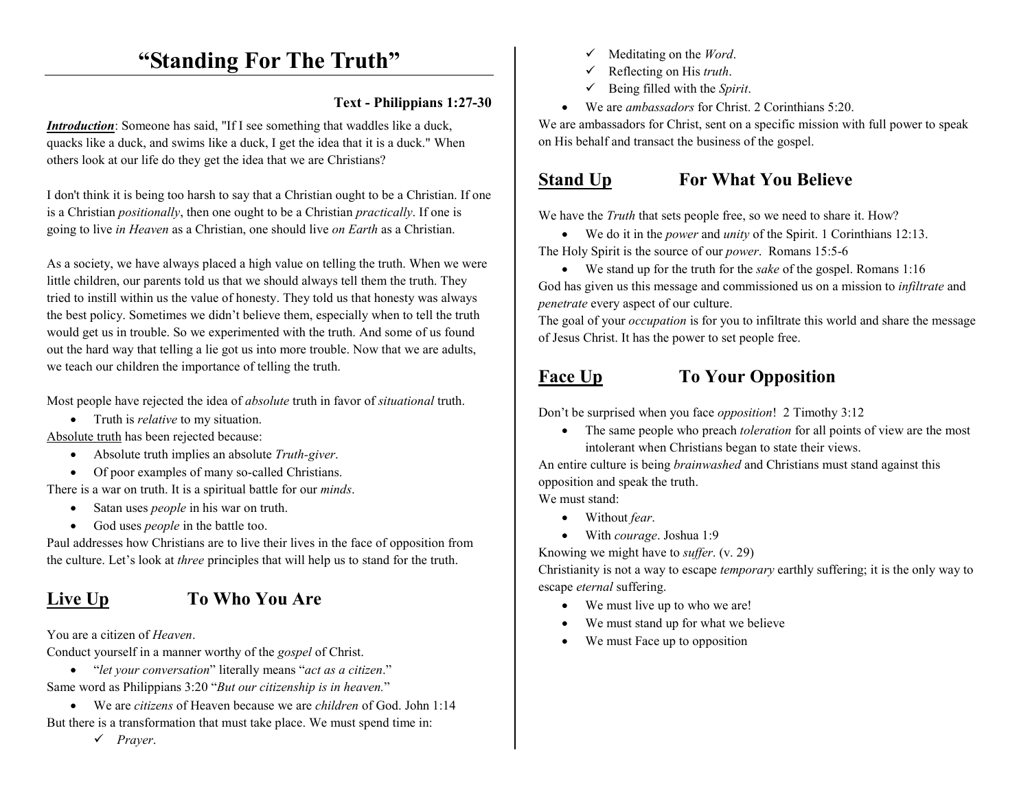# "Standing For The Truth"

**Text - Philippians 1:27-30**

***Introduction***: Someone has said, "If I see something that waddles like a duck, quacks like a duck, and swims like a duck, I get the idea that it is a duck." When others look at our life do they get the idea that we are Christians?

I don't think it is being too harsh to say that a Christian ought to be a Christian. If one is a Christian *positionally*, then one ought to be a Christian *practically*. If one is going to live *in Heaven* as a Christian, one should live *on Earth* as a Christian.

As a society, we have always placed a high value on telling the truth. When we were little children, our parents told us that we should always tell them the truth. They tried to instill within us the value of honesty. They told us that honesty was always the best policy. Sometimes we didn't believe them, especially when to tell the truth would get us in trouble. So we experimented with the truth. And some of us found out the hard way that telling a lie got us into more trouble. Now that we are adults, we teach our children the importance of telling the truth.

Most people have rejected the idea of *absolute* truth in favor of *situational* truth.

- Truth is *relative* to my situation.

Absolute truth has been rejected because:

- Absolute truth implies an absolute *Truth-giver*.
- Of poor examples of many so-called Christians.

There is a war on truth. It is a spiritual battle for our *minds*.

- Satan uses *people* in his war on truth.
- God uses *people* in the battle too.

Paul addresses how Christians are to live their lives in the face of opposition from the culture. Let's look at *three* principles that will help us to stand for the truth.

## Live Up — To Who You Are

You are a citizen of *Heaven*.

Conduct yourself in a manner worthy of the *gospel* of Christ.

- "*let your conversation*" literally means "*act as a citizen*."

Same word as Philippians 3:20 "*But our citizenship is in heaven.*"

- We are *citizens* of Heaven because we are *children* of God. John 1:14

But there is a transformation that must take place. We must spend time in:

- ✓ *Prayer*.
- ✓ Meditating on the *Word*.
- ✓ Reflecting on His *truth*.
- ✓ Being filled with the *Spirit*.

- We are *ambassadors* for Christ. 2 Corinthians 5:20.

We are ambassadors for Christ, sent on a specific mission with full power to speak on His behalf and transact the business of the gospel.

## Stand Up — For What You Believe

We have the *Truth* that sets people free, so we need to share it. How?

- We do it in the *power* and *unity* of the Spirit. 1 Corinthians 12:13.

The Holy Spirit is the source of our *power*. Romans 15:5-6

- We stand up for the truth for the *sake* of the gospel. Romans 1:16

God has given us this message and commissioned us on a mission to *infiltrate* and *penetrate* every aspect of our culture.

The goal of your *occupation* is for you to infiltrate this world and share the message of Jesus Christ. It has the power to set people free.

## Face Up — To Your Opposition

Don't be surprised when you face *opposition*! 2 Timothy 3:12

- The same people who preach *toleration* for all points of view are the most intolerant when Christians began to state their views.

An entire culture is being *brainwashed* and Christians must stand against this opposition and speak the truth.

We must stand:

- Without *fear*.
- With *courage*. Joshua 1:9

Knowing we might have to *suffer*. (v. 29)

Christianity is not a way to escape *temporary* earthly suffering; it is the only way to escape *eternal* suffering.

- We must live up to who we are!
- We must stand up for what we believe
- We must Face up to opposition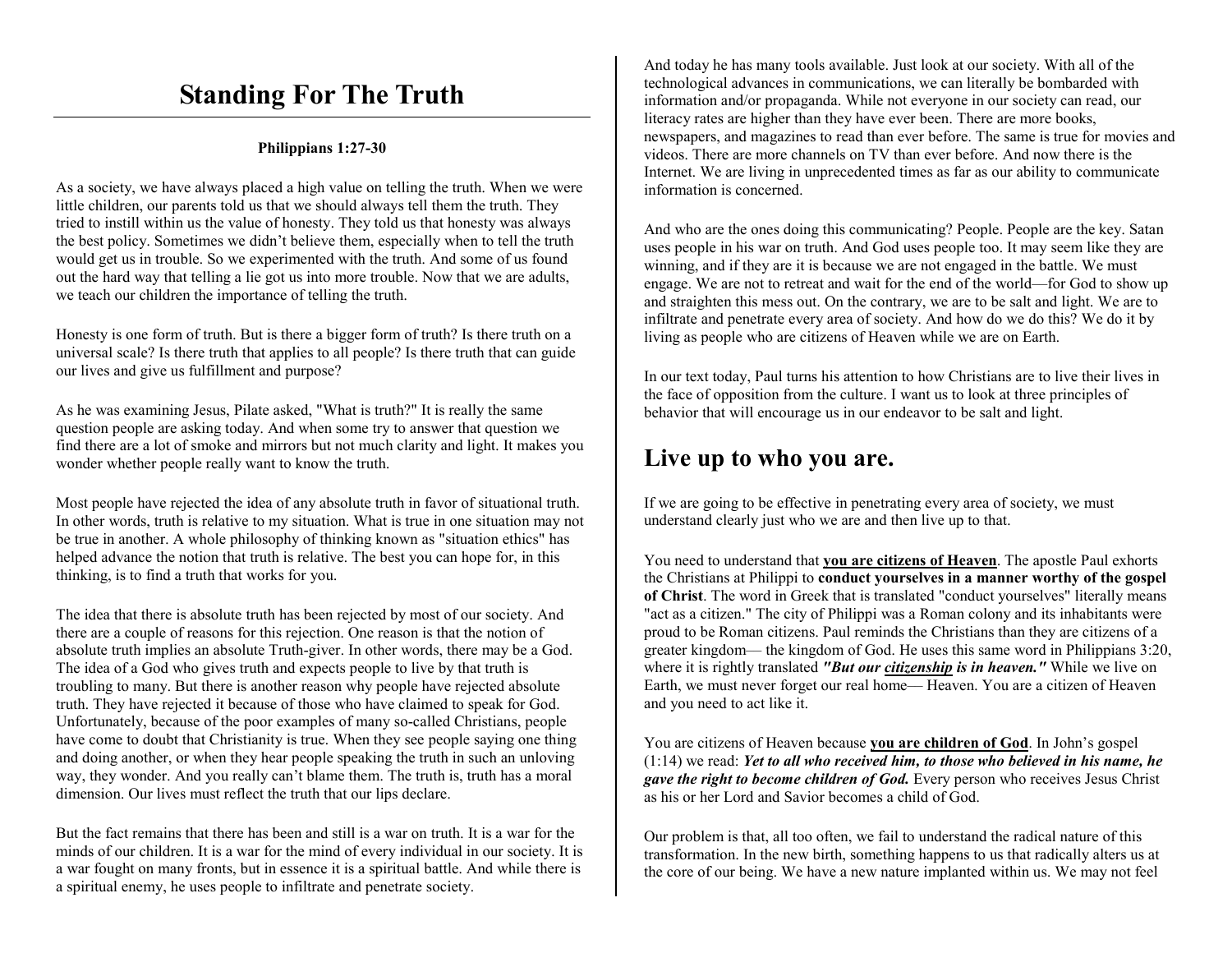# Standing For The Truth

**Philippians 1:27-30**

As a society, we have always placed a high value on telling the truth. When we were little children, our parents told us that we should always tell them the truth. They tried to instill within us the value of honesty. They told us that honesty was always the best policy. Sometimes we didn't believe them, especially when to tell the truth would get us in trouble. So we experimented with the truth. And some of us found out the hard way that telling a lie got us into more trouble. Now that we are adults, we teach our children the importance of telling the truth.

Honesty is one form of truth. But is there a bigger form of truth? Is there truth on a universal scale? Is there truth that applies to all people? Is there truth that can guide our lives and give us fulfillment and purpose?

As he was examining Jesus, Pilate asked, "What is truth?" It is really the same question people are asking today. And when some try to answer that question we find there are a lot of smoke and mirrors but not much clarity and light. It makes you wonder whether people really want to know the truth.

Most people have rejected the idea of any absolute truth in favor of situational truth. In other words, truth is relative to my situation. What is true in one situation may not be true in another. A whole philosophy of thinking known as "situation ethics" has helped advance the notion that truth is relative. The best you can hope for, in this thinking, is to find a truth that works for you.

The idea that there is absolute truth has been rejected by most of our society. And there are a couple of reasons for this rejection. One reason is that the notion of absolute truth implies an absolute Truth-giver. In other words, there may be a God. The idea of a God who gives truth and expects people to live by that truth is troubling to many. But there is another reason why people have rejected absolute truth. They have rejected it because of those who have claimed to speak for God. Unfortunately, because of the poor examples of many so-called Christians, people have come to doubt that Christianity is true. When they see people saying one thing and doing another, or when they hear people speaking the truth in such an unloving way, they wonder. And you really can't blame them. The truth is, truth has a moral dimension. Our lives must reflect the truth that our lips declare.

But the fact remains that there has been and still is a war on truth. It is a war for the minds of our children. It is a war for the mind of every individual in our society. It is a war fought on many fronts, but in essence it is a spiritual battle. And while there is a spiritual enemy, he uses people to infiltrate and penetrate society.

And today he has many tools available. Just look at our society. With all of the technological advances in communications, we can literally be bombarded with information and/or propaganda. While not everyone in our society can read, our literacy rates are higher than they have ever been. There are more books, newspapers, and magazines to read than ever before. The same is true for movies and videos. There are more channels on TV than ever before. And now there is the Internet. We are living in unprecedented times as far as our ability to communicate information is concerned.

And who are the ones doing this communicating? People. People are the key. Satan uses people in his war on truth. And God uses people too. It may seem like they are winning, and if they are it is because we are not engaged in the battle. We must engage. We are not to retreat and wait for the end of the world—for God to show up and straighten this mess out. On the contrary, we are to be salt and light. We are to infiltrate and penetrate every area of society. And how do we do this? We do it by living as people who are citizens of Heaven while we are on Earth.

In our text today, Paul turns his attention to how Christians are to live their lives in the face of opposition from the culture. I want us to look at three principles of behavior that will encourage us in our endeavor to be salt and light.

## Live up to who you are.

If we are going to be effective in penetrating every area of society, we must understand clearly just who we are and then live up to that.

You need to understand that **you are citizens of Heaven**. The apostle Paul exhorts the Christians at Philippi to **conduct yourselves in a manner worthy of the gospel of Christ**. The word in Greek that is translated "conduct yourselves" literally means "act as a citizen." The city of Philippi was a Roman colony and its inhabitants were proud to be Roman citizens. Paul reminds the Christians than they are citizens of a greater kingdom— the kingdom of God. He uses this same word in Philippians 3:20, where it is rightly translated ***"But our citizenship is in heaven."*** While we live on Earth, we must never forget our real home— Heaven. You are a citizen of Heaven and you need to act like it.

You are citizens of Heaven because **you are children of God**. In John's gospel (1:14) we read: ***Yet to all who received him, to those who believed in his name, he gave the right to become children of God.*** Every person who receives Jesus Christ as his or her Lord and Savior becomes a child of God.

Our problem is that, all too often, we fail to understand the radical nature of this transformation. In the new birth, something happens to us that radically alters us at the core of our being. We have a new nature implanted within us. We may not feel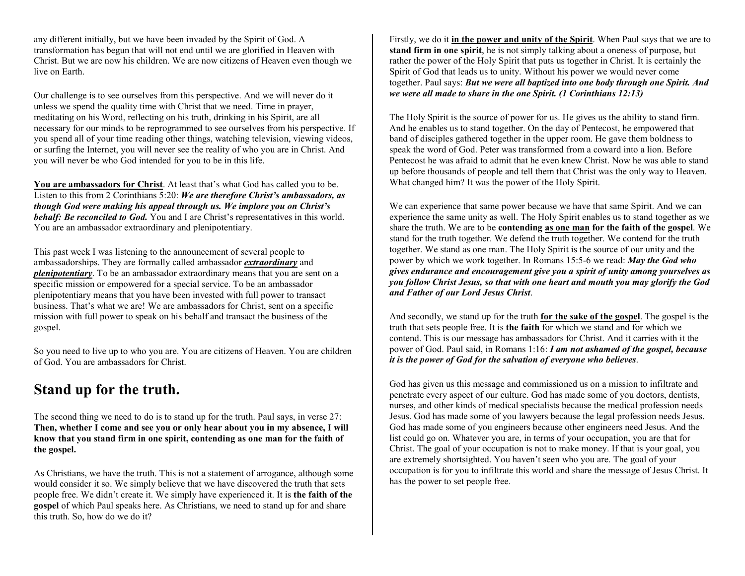any different initially, but we have been invaded by the Spirit of God. A transformation has begun that will not end until we are glorified in Heaven with Christ. But we are now his children. We are now citizens of Heaven even though we live on Earth.

Our challenge is to see ourselves from this perspective. And we will never do it unless we spend the quality time with Christ that we need. Time in prayer, meditating on his Word, reflecting on his truth, drinking in his Spirit, are all necessary for our minds to be reprogrammed to see ourselves from his perspective. If you spend all of your time reading other things, watching television, viewing videos, or surfing the Internet, you will never see the reality of who you are in Christ. And you will never be who God intended for you to be in this life.

<u>**You are ambassadors for Christ**</u>. At least that's what God has called you to be. Listen to this from 2 Corinthians 5:20: ***We are therefore Christ's ambassadors, as though God were making his appeal through us. We implore you on Christ's behalf: Be reconciled to God.*** You and I are Christ's representatives in this world. You are an ambassador extraordinary and plenipotentiary.

This past week I was listening to the announcement of several people to ambassadorships. They are formally called ambassador <u>***extraordinary***</u> and <u>***plenipotentiary***</u>. To be an ambassador extraordinary means that you are sent on a specific mission or empowered for a special service. To be an ambassador plenipotentiary means that you have been invested with full power to transact business. That's what we are! We are ambassadors for Christ, sent on a specific mission with full power to speak on his behalf and transact the business of the gospel.

So you need to live up to who you are. You are citizens of Heaven. You are children of God. You are ambassadors for Christ.

## Stand up for the truth.

The second thing we need to do is to stand up for the truth. Paul says, in verse 27: **Then, whether I come and see you or only hear about you in my absence, I will know that you stand firm in one spirit, contending as one man for the faith of the gospel.**

As Christians, we have the truth. This is not a statement of arrogance, although some would consider it so. We simply believe that we have discovered the truth that sets people free. We didn't create it. We simply have experienced it. It is **the faith of the gospel** of which Paul speaks here. As Christians, we need to stand up for and share this truth. So, how do we do it?

Firstly, we do it <u>**in the power and unity of the Spirit**</u>. When Paul says that we are to **stand firm in one spirit**, he is not simply talking about a oneness of purpose, but rather the power of the Holy Spirit that puts us together in Christ. It is certainly the Spirit of God that leads us to unity. Without his power we would never come together. Paul says: ***But we were all baptized into one body through one Spirit. And we were all made to share in the one Spirit. (1 Corinthians 12:13)***

The Holy Spirit is the source of power for us. He gives us the ability to stand firm. And he enables us to stand together. On the day of Pentecost, he empowered that band of disciples gathered together in the upper room. He gave them boldness to speak the word of God. Peter was transformed from a coward into a lion. Before Pentecost he was afraid to admit that he even knew Christ. Now he was able to stand up before thousands of people and tell them that Christ was the only way to Heaven. What changed him? It was the power of the Holy Spirit.

We can experience that same power because we have that same Spirit. And we can experience the same unity as well. The Holy Spirit enables us to stand together as we share the truth. We are to be **contending <u>as one man</u> for the faith of the gospel**. We stand for the truth together. We defend the truth together. We contend for the truth together. We stand as one man. The Holy Spirit is the source of our unity and the power by which we work together. In Romans 15:5-6 we read: ***May the God who gives endurance and encouragement give you a spirit of unity among yourselves as you follow Christ Jesus, so that with one heart and mouth you may glorify the God and Father of our Lord Jesus Christ***.

And secondly, we stand up for the truth <u>**for the sake of the gospel**</u>. The gospel is the truth that sets people free. It is **the faith** for which we stand and for which we contend. This is our message has ambassadors for Christ. And it carries with it the power of God. Paul said, in Romans 1:16: ***I am not ashamed of the gospel, because it is the power of God for the salvation of everyone who believes***.

God has given us this message and commissioned us on a mission to infiltrate and penetrate every aspect of our culture. God has made some of you doctors, dentists, nurses, and other kinds of medical specialists because the medical profession needs Jesus. God has made some of you lawyers because the legal profession needs Jesus. God has made some of you engineers because other engineers need Jesus. And the list could go on. Whatever you are, in terms of your occupation, you are that for Christ. The goal of your occupation is not to make money. If that is your goal, you are extremely shortsighted. You haven't seen who you are. The goal of your occupation is for you to infiltrate this world and share the message of Jesus Christ. It has the power to set people free.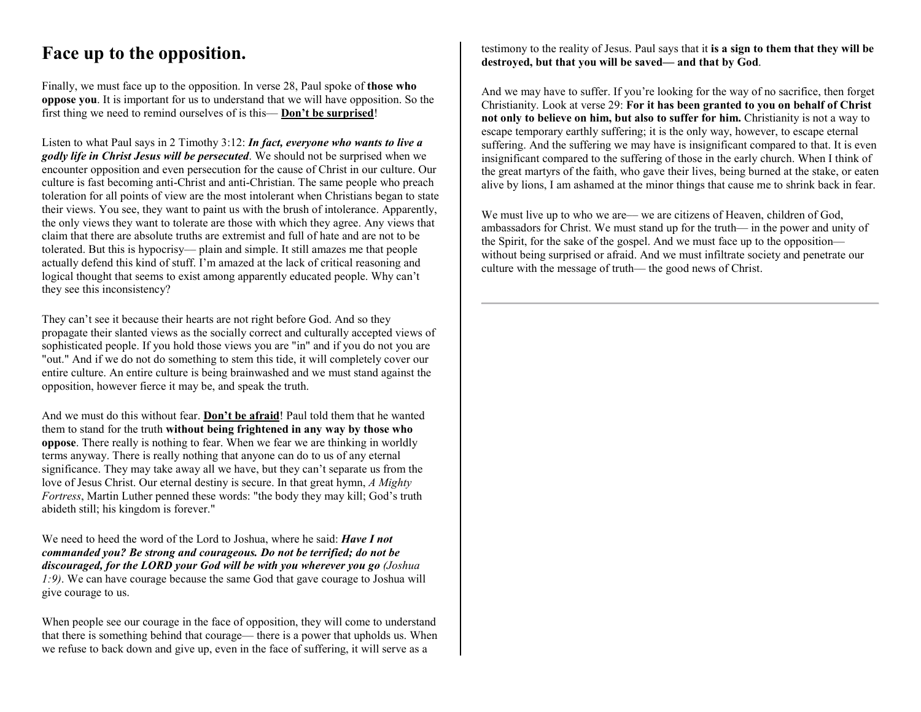# Face up to the opposition.

Finally, we must face up to the opposition. In verse 28, Paul spoke of **those who oppose you**. It is important for us to understand that we will have opposition. So the first thing we need to remind ourselves of is this— **<u>Don't be surprised</u>**!

Listen to what Paul says in 2 Timothy 3:12: ***In fact, everyone who wants to live a godly life in Christ Jesus will be persecuted***. We should not be surprised when we encounter opposition and even persecution for the cause of Christ in our culture. Our culture is fast becoming anti-Christ and anti-Christian. The same people who preach toleration for all points of view are the most intolerant when Christians began to state their views. You see, they want to paint us with the brush of intolerance. Apparently, the only views they want to tolerate are those with which they agree. Any views that claim that there are absolute truths are extremist and full of hate and are not to be tolerated. But this is hypocrisy— plain and simple. It still amazes me that people actually defend this kind of stuff. I'm amazed at the lack of critical reasoning and logical thought that seems to exist among apparently educated people. Why can't they see this inconsistency?

They can't see it because their hearts are not right before God. And so they propagate their slanted views as the socially correct and culturally accepted views of sophisticated people. If you hold those views you are "in" and if you do not you are "out." And if we do not do something to stem this tide, it will completely cover our entire culture. An entire culture is being brainwashed and we must stand against the opposition, however fierce it may be, and speak the truth.

And we must do this without fear. **<u>Don't be afraid</u>**! Paul told them that he wanted them to stand for the truth **without being frightened in any way by those who oppose**. There really is nothing to fear. When we fear we are thinking in worldly terms anyway. There is really nothing that anyone can do to us of any eternal significance. They may take away all we have, but they can't separate us from the love of Jesus Christ. Our eternal destiny is secure. In that great hymn, *A Mighty Fortress*, Martin Luther penned these words: "the body they may kill; God's truth abideth still; his kingdom is forever."

We need to heed the word of the Lord to Joshua, where he said: ***Have I not commanded you? Be strong and courageous. Do not be terrified; do not be discouraged, for the LORD your God will be with you wherever you go*** *(Joshua 1:9)*. We can have courage because the same God that gave courage to Joshua will give courage to us.

When people see our courage in the face of opposition, they will come to understand that there is something behind that courage— there is a power that upholds us. When we refuse to back down and give up, even in the face of suffering, it will serve as a testimony to the reality of Jesus. Paul says that it **is a sign to them that they will be destroyed, but that you will be saved— and that by God**.

And we may have to suffer. If you're looking for the way of no sacrifice, then forget Christianity. Look at verse 29: **For it has been granted to you on behalf of Christ not only to believe on him, but also to suffer for him.** Christianity is not a way to escape temporary earthly suffering; it is the only way, however, to escape eternal suffering. And the suffering we may have is insignificant compared to that. It is even insignificant compared to the suffering of those in the early church. When I think of the great martyrs of the faith, who gave their lives, being burned at the stake, or eaten alive by lions, I am ashamed at the minor things that cause me to shrink back in fear.

We must live up to who we are— we are citizens of Heaven, children of God, ambassadors for Christ. We must stand up for the truth— in the power and unity of the Spirit, for the sake of the gospel. And we must face up to the opposition— without being surprised or afraid. And we must infiltrate society and penetrate our culture with the message of truth— the good news of Christ.

---